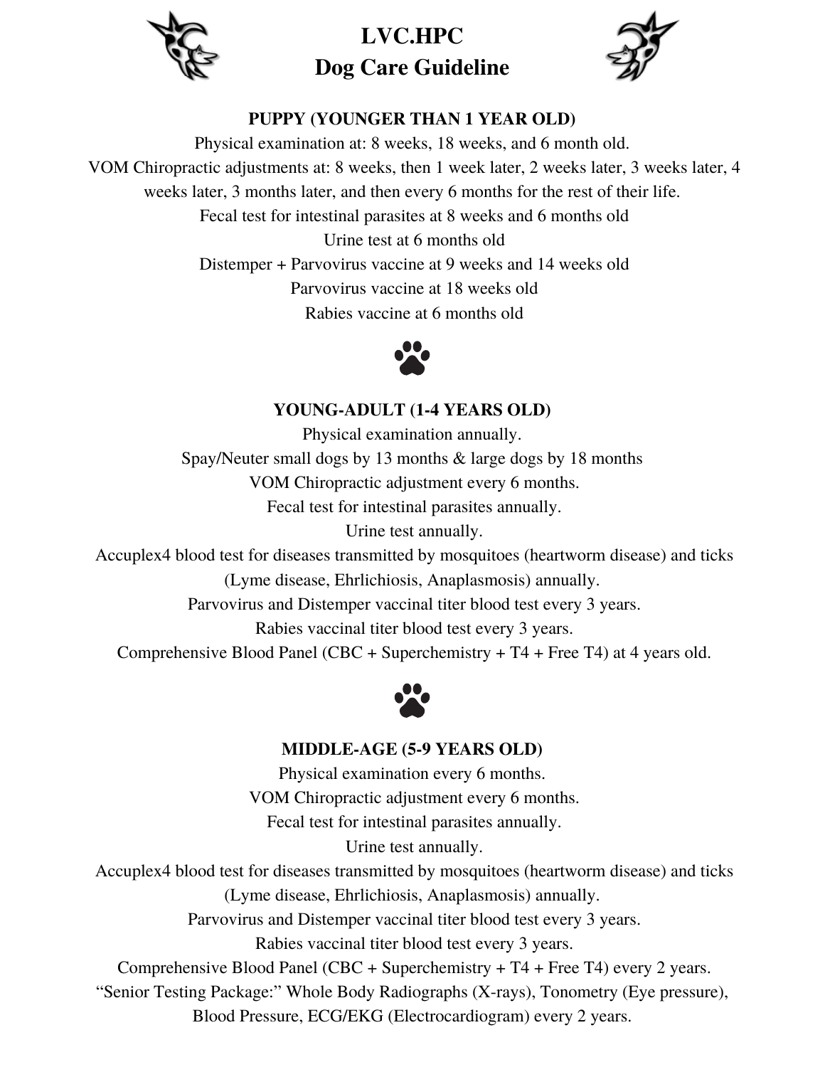# LVC.HPC
# Dog Care Guideline

## PUPPY (YOUNGER THAN 1 YEAR OLD)

Physical examination at: 8 weeks, 18 weeks, and 6 month old.

VOM Chiropractic adjustments at: 8 weeks, then 1 week later, 2 weeks later, 3 weeks later, 4 weeks later, 3 months later, and then every 6 months for the rest of their life.

Fecal test for intestinal parasites at 8 weeks and 6 months old

Urine test at 6 months old

Distemper + Parvovirus vaccine at 9 weeks and 14 weeks old

Parvovirus vaccine at 18 weeks old

Rabies vaccine at 6 months old

## YOUNG-ADULT (1-4 YEARS OLD)

Physical examination annually.

Spay/Neuter small dogs by 13 months & large dogs by 18 months

VOM Chiropractic adjustment every 6 months.

Fecal test for intestinal parasites annually.

Urine test annually.

Accuplex4 blood test for diseases transmitted by mosquitoes (heartworm disease) and ticks (Lyme disease, Ehrlichiosis, Anaplasmosis) annually.

Parvovirus and Distemper vaccinal titer blood test every 3 years.

Rabies vaccinal titer blood test every 3 years.

Comprehensive Blood Panel (CBC + Superchemistry + T4 + Free T4) at 4 years old.

## MIDDLE-AGE (5-9 YEARS OLD)

Physical examination every 6 months.

VOM Chiropractic adjustment every 6 months.

Fecal test for intestinal parasites annually.

Urine test annually.

Accuplex4 blood test for diseases transmitted by mosquitoes (heartworm disease) and ticks (Lyme disease, Ehrlichiosis, Anaplasmosis) annually.

Parvovirus and Distemper vaccinal titer blood test every 3 years.

Rabies vaccinal titer blood test every 3 years.

Comprehensive Blood Panel (CBC + Superchemistry + T4 + Free T4) every 2 years.

"Senior Testing Package:" Whole Body Radiographs (X-rays), Tonometry (Eye pressure), Blood Pressure, ECG/EKG (Electrocardiogram) every 2 years.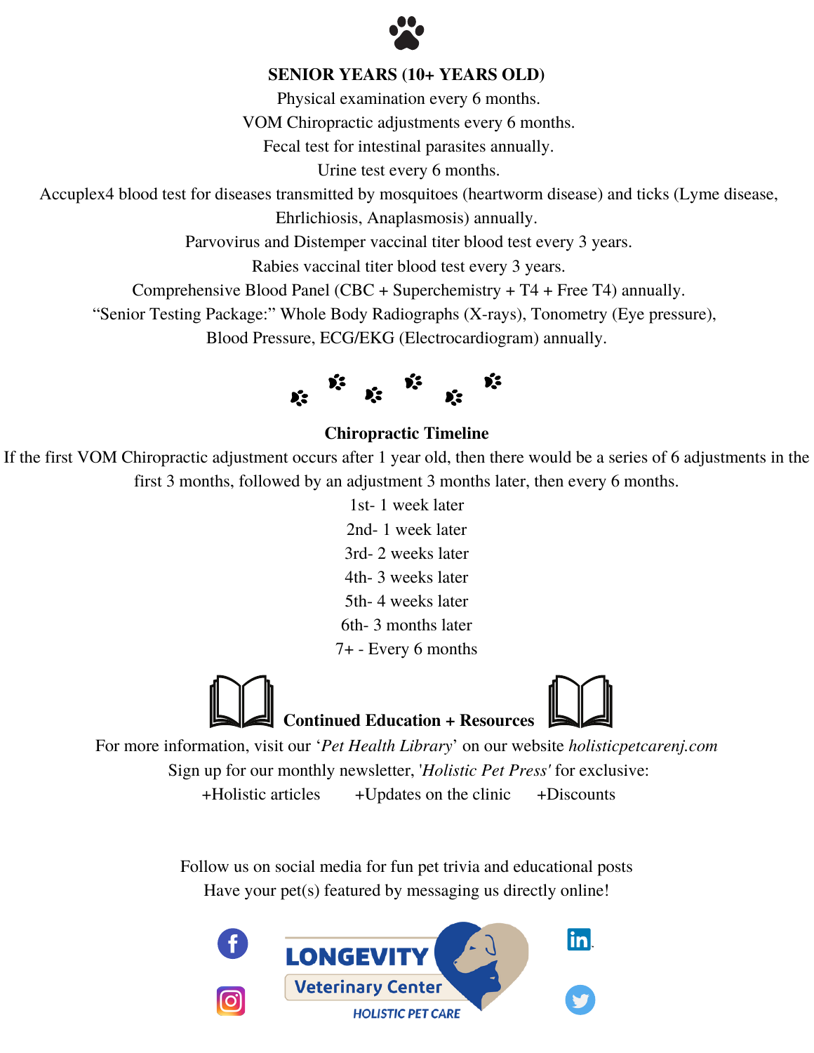## SENIOR YEARS (10+ YEARS OLD)

Physical examination every 6 months.

VOM Chiropractic adjustments every 6 months.

Fecal test for intestinal parasites annually.

Urine test every 6 months.

Accuplex4 blood test for diseases transmitted by mosquitoes (heartworm disease) and ticks (Lyme disease, Ehrlichiosis, Anaplasmosis) annually.

Parvovirus and Distemper vaccinal titer blood test every 3 years.

Rabies vaccinal titer blood test every 3 years.

Comprehensive Blood Panel (CBC + Superchemistry + T4 + Free T4) annually.

"Senior Testing Package:" Whole Body Radiographs (X-rays), Tonometry (Eye pressure), Blood Pressure, ECG/EKG (Electrocardiogram) annually.

## Chiropractic Timeline

If the first VOM Chiropractic adjustment occurs after 1 year old, then there would be a series of 6 adjustments in the first 3 months, followed by an adjustment 3 months later, then every 6 months.

1st- 1 week later

2nd- 1 week later

3rd- 2 weeks later

4th- 3 weeks later

5th- 4 weeks later

6th- 3 months later

7+ - Every 6 months

## Continued Education + Resources

For more information, visit our '*Pet Health Library*' on our website *holisticpetcarenj.com*

Sign up for our monthly newsletter, '*Holistic Pet Press*' for exclusive:

+Holistic articles +Updates on the clinic +Discounts

Follow us on social media for fun pet trivia and educational posts

Have your pet(s) featured by messaging us directly online!

LONGEVITY Veterinary Center HOLISTIC PET CARE